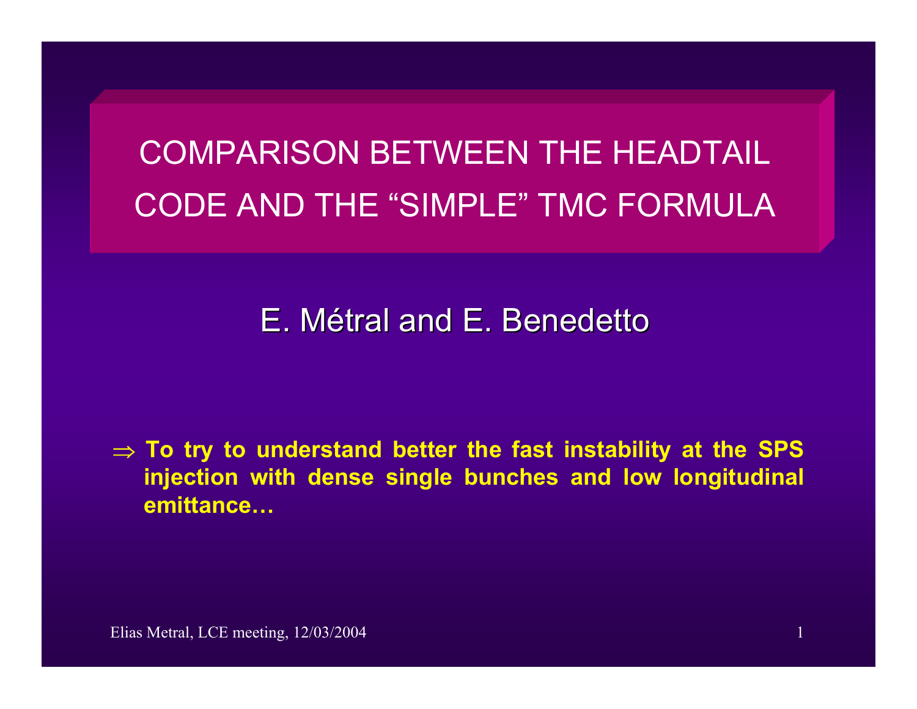# COMPARISON BETWEEN THE HEADTAIL CODE AND THE "SIMPLE" TMC FORMULA

E. Métral and E. Benedetto

$\Rightarrow$ **To try to understand better the fast instability at the SPS injection with dense single bunches and low longitudinal emittance…**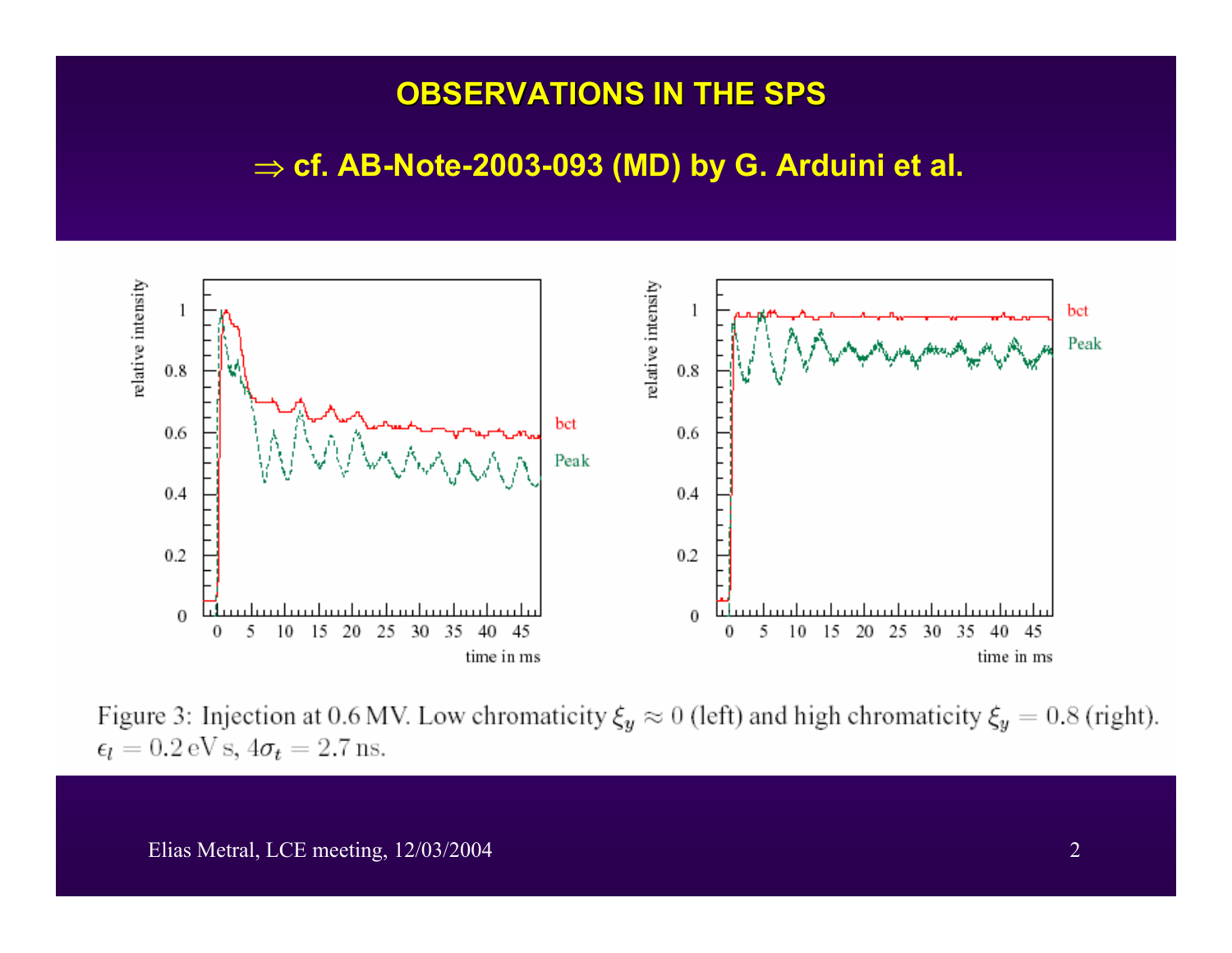# OBSERVATIONS IN THE SPS

## ⇒ cf. AB-Note-2003-093 (MD) by G. Arduini et al.

Figure 3: Injection at 0.6 MV. Low chromaticity $\xi_y \approx 0$ (left) and high chromaticity $\xi_y = 0.8$ (right). $\epsilon_l = 0.2\,\mathrm{eV\,s}$, $4\sigma_t = 2.7\,\mathrm{ns}$.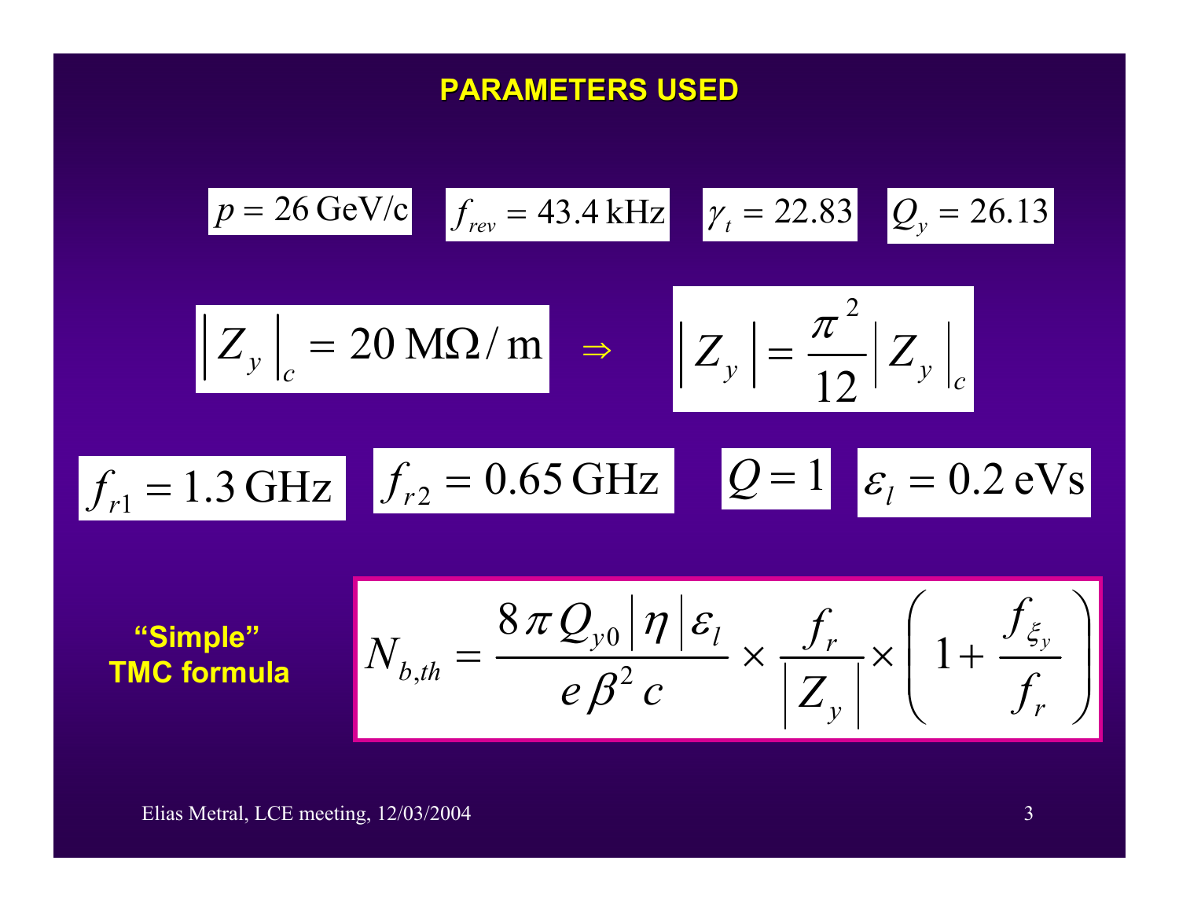## PARAMETERS USED

$p = 26\,\mathrm{GeV/c}$ $f_{rev} = 43.4\,\mathrm{kHz}$ $\gamma_t = 22.83$ $Q_y = 26.13$

$$\left| Z_y \right|_c = 20\,\mathrm{M\Omega/m} \quad \Rightarrow \quad \left| Z_y \right| = \frac{\pi^2}{12} \left| Z_y \right|_c$$

$f_{r1} = 1.3\,\mathrm{GHz}$ $f_{r2} = 0.65\,\mathrm{GHz}$ $Q = 1$ $\varepsilon_l = 0.2\,\mathrm{eVs}$

**"Simple" TMC formula**

$$N_{b,th} = \frac{8\,\pi\,Q_{y0} \left| \eta \right| \varepsilon_l}{e\,\beta^2\,c} \times \frac{f_r}{\left| Z_y \right|} \times \left( 1 + \frac{f_{\xi_y}}{f_r} \right)$$

Elias Metral, LCE meeting, 12/03/2004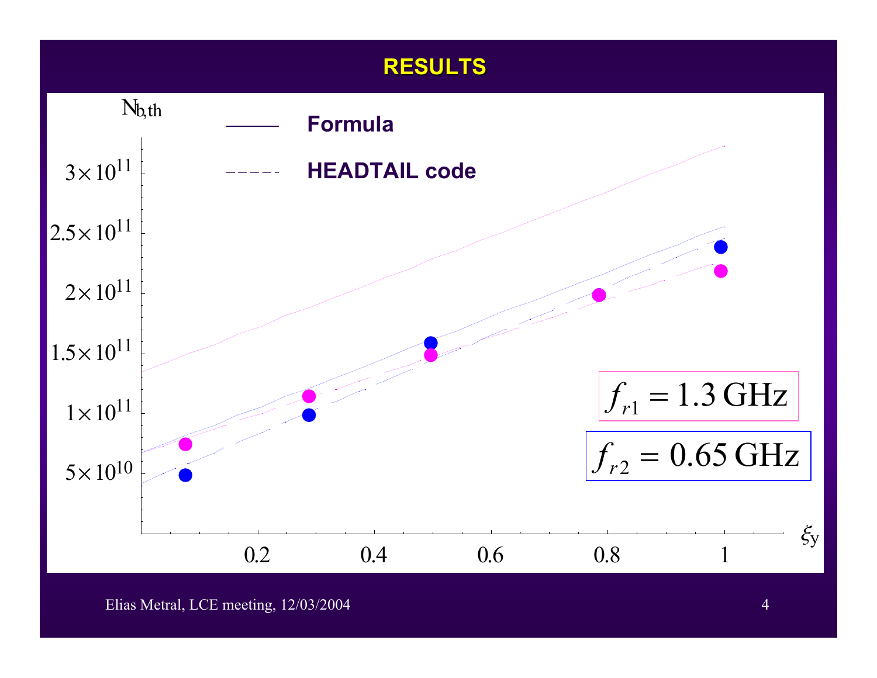# RESULTS

$N_{b,th}$

— Formula

- - - - HEADTAIL code

$3\times10^{11}$

$2.5\times10^{11}$

$2\times10^{11}$

$1.5\times10^{11}$

$1\times10^{11}$

$5\times10^{10}$

0.2 0.4 0.6 0.8 1

$\xi_y$

$f_{r1} = 1.3\,\text{GHz}$

$f_{r2} = 0.65\,\text{GHz}$

Elias Metral, LCE meeting, 12/03/2004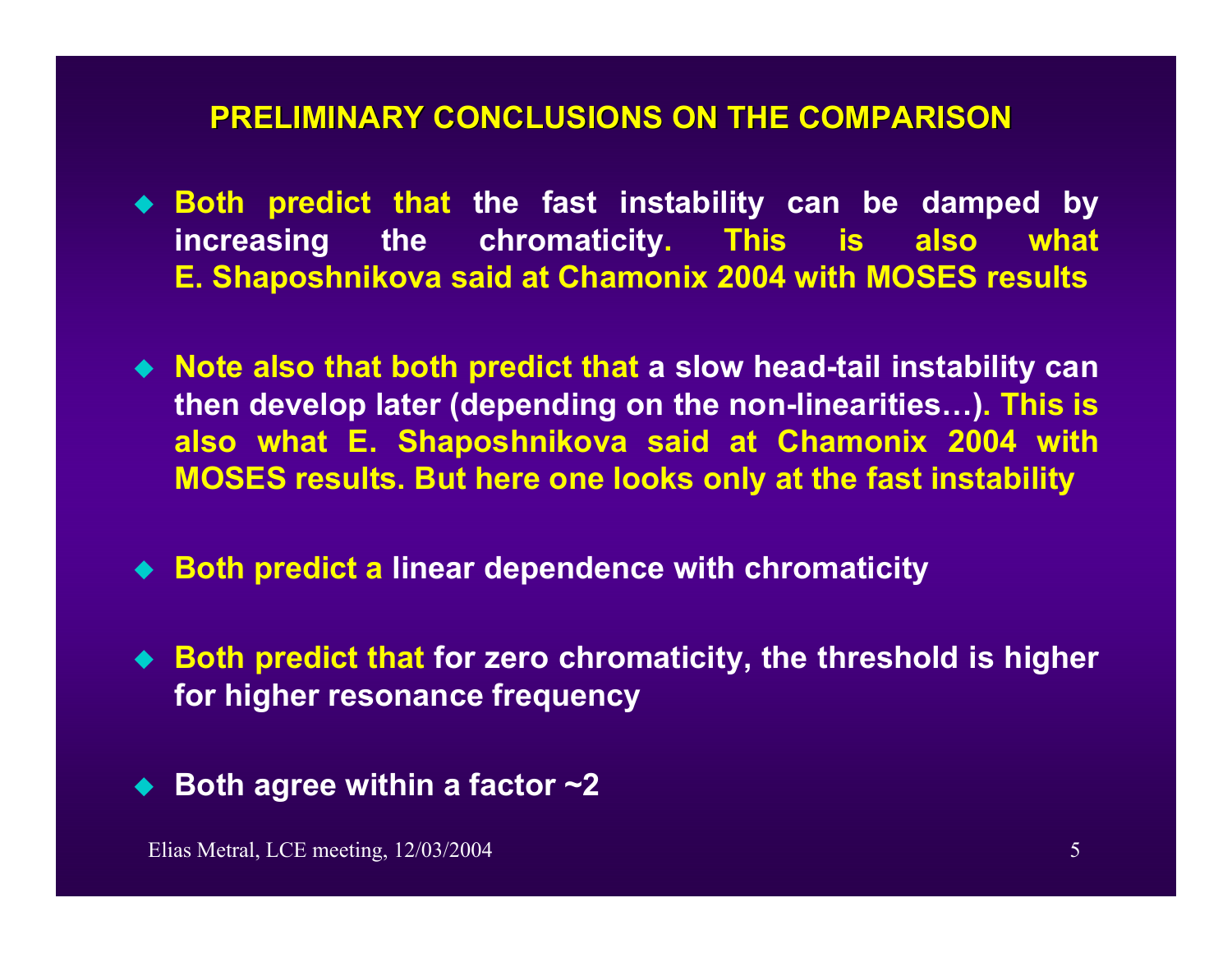## PRELIMINARY CONCLUSIONS ON THE COMPARISON

- Both predict that the fast instability can be damped by increasing the chromaticity. This is also what E. Shaposhnikova said at Chamonix 2004 with MOSES results

- Note also that both predict that a slow head-tail instability can then develop later (depending on the non-linearities…). This is also what E. Shaposhnikova said at Chamonix 2004 with MOSES results. But here one looks only at the fast instability

- Both predict a linear dependence with chromaticity

- Both predict that for zero chromaticity, the threshold is higher for higher resonance frequency

- Both agree within a factor ~2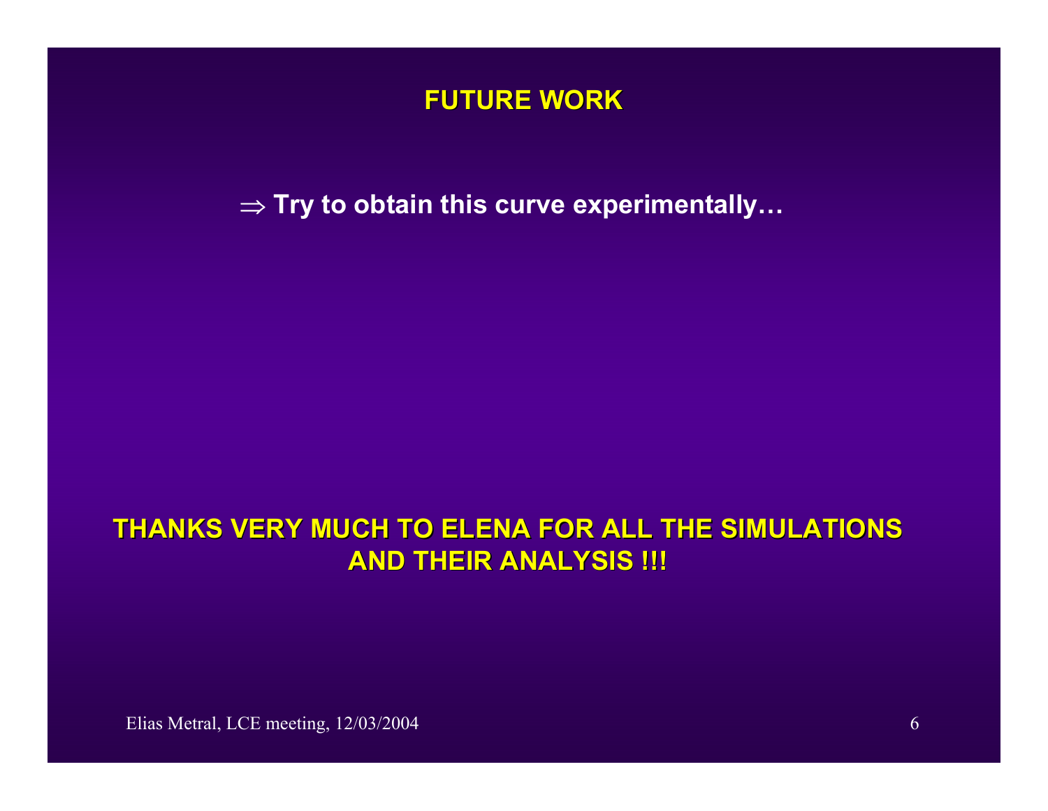# FUTURE WORK

$\Rightarrow$ **Try to obtain this curve experimentally…**

**THANKS VERY MUCH TO ELENA FOR ALL THE SIMULATIONS AND THEIR ANALYSIS !!!**